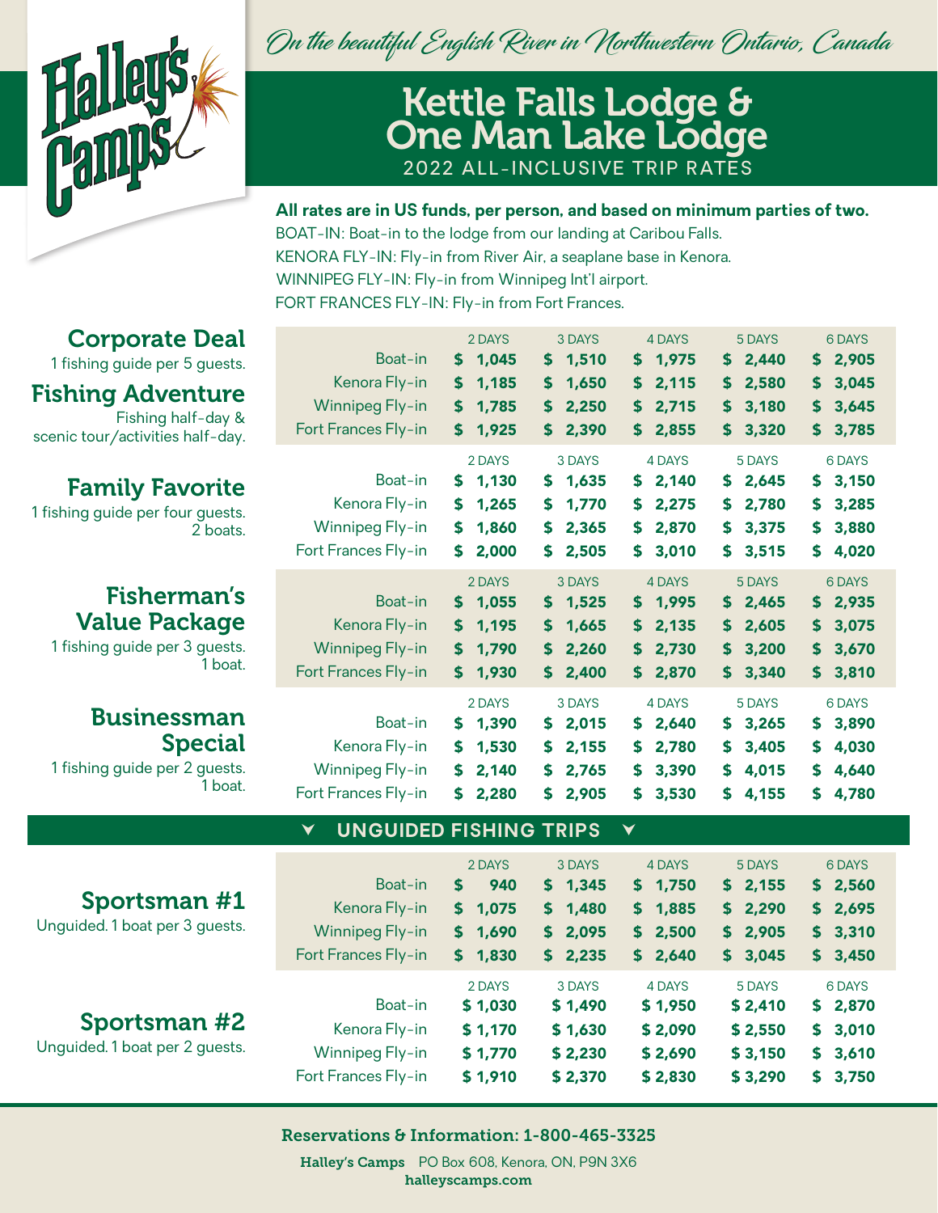Halley's Camps

*On the beautiful English River in Northwestern Ontario, Canada*

# Kettle Falls Lodge & One Man Lake Lodge

## 2022 ALL-INCLUSIVE TRIP RATES

**All rates are in US funds, per person, and based on minimum parties of two.**

BOAT-IN: Boat-in to the lodge from our landing at Caribou Falls.

KENORA FLY-IN: Fly-in from River Air, a seaplane base in Kenora.

WINNIPEG FLY-IN: Fly-in from Winnipeg Int'l airport.

FORT FRANCES FLY-IN: Fly-in from Fort Frances.

### Corporate Deal
1 fishing guide per 5 guests.

### Fishing Adventure
Fishing half-day & scenic tour/activities half-day.

| | 2 DAYS | 3 DAYS | 4 DAYS | 5 DAYS | 6 DAYS |
|---|---|---|---|---|---|
| Boat-in | $ 1,045 | $ 1,510 | $ 1,975 | $ 2,440 | $ 2,905 |
| Kenora Fly-in | $ 1,185 | $ 1,650 | $ 2,115 | $ 2,580 | $ 3,045 |
| Winnipeg Fly-in | $ 1,785 | $ 2,250 | $ 2,715 | $ 3,180 | $ 3,645 |
| Fort Frances Fly-in | $ 1,925 | $ 2,390 | $ 2,855 | $ 3,320 | $ 3,785 |

### Family Favorite
1 fishing guide per four guests. 2 boats.

| | 2 DAYS | 3 DAYS | 4 DAYS | 5 DAYS | 6 DAYS |
|---|---|---|---|---|---|
| Boat-in | $ 1,130 | $ 1,635 | $ 2,140 | $ 2,645 | $ 3,150 |
| Kenora Fly-in | $ 1,265 | $ 1,770 | $ 2,275 | $ 2,780 | $ 3,285 |
| Winnipeg Fly-in | $ 1,860 | $ 2,365 | $ 2,870 | $ 3,375 | $ 3,880 |
| Fort Frances Fly-in | $ 2,000 | $ 2,505 | $ 3,010 | $ 3,515 | $ 4,020 |

### Fisherman's Value Package
1 fishing guide per 3 guests. 1 boat.

| | 2 DAYS | 3 DAYS | 4 DAYS | 5 DAYS | 6 DAYS |
|---|---|---|---|---|---|
| Boat-in | $ 1,055 | $ 1,525 | $ 1,995 | $ 2,465 | $ 2,935 |
| Kenora Fly-in | $ 1,195 | $ 1,665 | $ 2,135 | $ 2,605 | $ 3,075 |
| Winnipeg Fly-in | $ 1,790 | $ 2,260 | $ 2,730 | $ 3,200 | $ 3,670 |
| Fort Frances Fly-in | $ 1,930 | $ 2,400 | $ 2,870 | $ 3,340 | $ 3,810 |

### Businessman Special
1 fishing guide per 2 guests. 1 boat.

| | 2 DAYS | 3 DAYS | 4 DAYS | 5 DAYS | 6 DAYS |
|---|---|---|---|---|---|
| Boat-in | $ 1,390 | $ 2,015 | $ 2,640 | $ 3,265 | $ 3,890 |
| Kenora Fly-in | $ 1,530 | $ 2,155 | $ 2,780 | $ 3,405 | $ 4,030 |
| Winnipeg Fly-in | $ 2,140 | $ 2,765 | $ 3,390 | $ 4,015 | $ 4,640 |
| Fort Frances Fly-in | $ 2,280 | $ 2,905 | $ 3,530 | $ 4,155 | $ 4,780 |

## UNGUIDED FISHING TRIPS

### Sportsman #1
Unguided. 1 boat per 3 guests.

| | 2 DAYS | 3 DAYS | 4 DAYS | 5 DAYS | 6 DAYS |
|---|---|---|---|---|---|
| Boat-in | $ 940 | $ 1,345 | $ 1,750 | $ 2,155 | $ 2,560 |
| Kenora Fly-in | $ 1,075 | $ 1,480 | $ 1,885 | $ 2,290 | $ 2,695 |
| Winnipeg Fly-in | $ 1,690 | $ 2,095 | $ 2,500 | $ 2,905 | $ 3,310 |
| Fort Frances Fly-in | $ 1,830 | $ 2,235 | $ 2,640 | $ 3,045 | $ 3,450 |

### Sportsman #2
Unguided. 1 boat per 2 guests.

| | 2 DAYS | 3 DAYS | 4 DAYS | 5 DAYS | 6 DAYS |
|---|---|---|---|---|---|
| Boat-in | $ 1,030 | $ 1,490 | $ 1,950 | $ 2,410 | $ 2,870 |
| Kenora Fly-in | $ 1,170 | $ 1,630 | $ 2,090 | $ 2,550 | $ 3,010 |
| Winnipeg Fly-in | $ 1,770 | $ 2,230 | $ 2,690 | $ 3,150 | $ 3,610 |
| Fort Frances Fly-in | $ 1,910 | $ 2,370 | $ 2,830 | $ 3,290 | $ 3,750 |

**Reservations & Information: 1-800-465-3325**

**Halley's Camps** PO Box 608, Kenora, ON, P9N 3X6

**halleyscamps.com**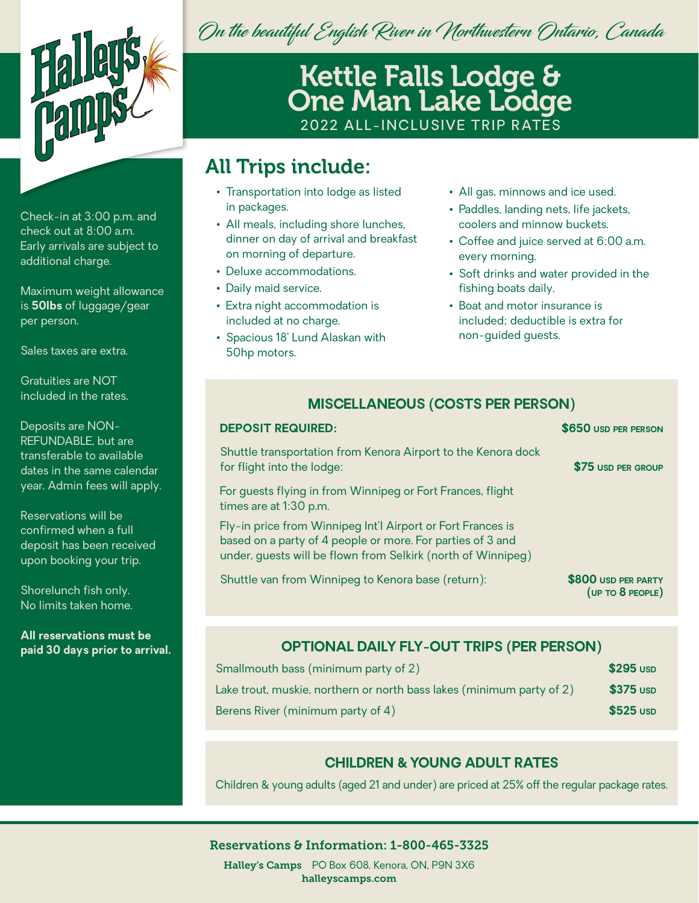Halley's Camps

*On the beautiful English River in Northwestern Ontario, Canada*

# Kettle Falls Lodge & One Man Lake Lodge

2022 ALL-INCLUSIVE TRIP RATES

Check-in at 3:00 p.m. and check out at 8:00 a.m. Early arrivals are subject to additional charge.

Maximum weight allowance is **50lbs** of luggage/gear per person.

Sales taxes are extra.

Gratuities are NOT included in the rates.

Deposits are NON-REFUNDABLE, but are transferable to available dates in the same calendar year. Admin fees will apply.

Reservations will be confirmed when a full deposit has been received upon booking your trip.

Shorelunch fish only. No limits taken home.

**All reservations must be paid 30 days prior to arrival.**

## All Trips include:

- Transportation into lodge as listed in packages.
- All meals, including shore lunches, dinner on day of arrival and breakfast on morning of departure.
- Deluxe accommodations.
- Daily maid service.
- Extra night accommodation is included at no charge.
- Spacious 18' Lund Alaskan with 50hp motors.
- All gas, minnows and ice used.
- Paddles, landing nets, life jackets, coolers and minnow buckets.
- Coffee and juice served at 6:00 a.m. every morning.
- Soft drinks and water provided in the fishing boats daily.
- Boat and motor insurance is included; deductible is extra for non-guided guests.

### MISCELLANEOUS (COSTS PER PERSON)

| | |
|---|---|
| **DEPOSIT REQUIRED:** | **$650 USD PER PERSON** |
| Shuttle transportation from Kenora Airport to the Kenora dock for flight into the lodge: | **$75 USD PER GROUP** |
| For guests flying in from Winnipeg or Fort Frances, flight times are at 1:30 p.m. | |
| Fly-in price from Winnipeg Int'l Airport or Fort Frances is based on a party of 4 people or more. For parties of 3 and under, guests will be flown from Selkirk (north of Winnipeg) | |
| Shuttle van from Winnipeg to Kenora base (return): | **$800 USD PER PARTY (UP TO 8 PEOPLE)** |

### OPTIONAL DAILY FLY-OUT TRIPS (PER PERSON)

| | |
|---|---|
| Smallmouth bass (minimum party of 2) | **$295 USD** |
| Lake trout, muskie, northern or north bass lakes (minimum party of 2) | **$375 USD** |
| Berens River (minimum party of 4) | **$525 USD** |

### CHILDREN & YOUNG ADULT RATES

Children & young adults (aged 21 and under) are priced at 25% off the regular package rates.

**Reservations & Information: 1-800-465-3325**

**Halley's Camps** PO Box 608, Kenora, ON, P9N 3X6
**halleyscamps.com**